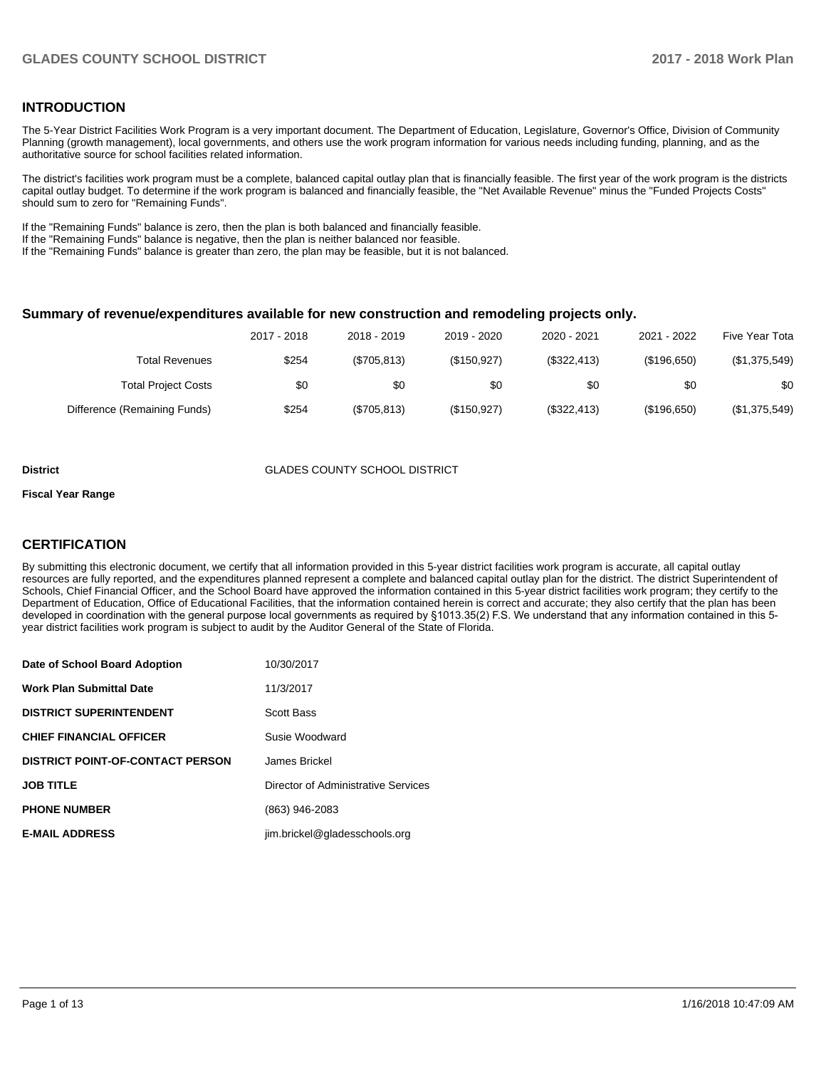## INTRODUCTION

The 5-Year District Facilities Work Program is a very important document. The Department of Education, Legislature, Governor's Office, Division of Community Planning (growth management), local governments, and others use the work program information for various needs including funding, planning, and as the authoritative source for school facilities related information.

The district's facilities work program must be a complete, balanced capital outlay plan that is financially feasible. The first year of the work program is the districts capital outlay budget. To determine if the work program is balanced and financially feasible, the "Net Available Revenue" minus the "Funded Projects Costs" should sum to zero for "Remaining Funds".

If the "Remaining Funds" balance is zero, then the plan is both balanced and financially feasible.
If the "Remaining Funds" balance is negative, then the plan is neither balanced nor feasible.
If the "Remaining Funds" balance is greater than zero, the plan may be feasible, but it is not balanced.

### Summary of revenue/expenditures available for new construction and remodeling projects only.

| | 2017 - 2018 | 2018 - 2019 | 2019 - 2020 | 2020 - 2021 | 2021 - 2022 | Five Year Tota |
|---|---|---|---|---|---|---|
| Total Revenues | $254 | ($705,813) | ($150,927) | ($322,413) | ($196,650) | ($1,375,549) |
| Total Project Costs | $0 | $0 | $0 | $0 | $0 | $0 |
| Difference (Remaining Funds) | $254 | ($705,813) | ($150,927) | ($322,413) | ($196,650) | ($1,375,549) |

**District** GLADES COUNTY SCHOOL DISTRICT

**Fiscal Year Range**

## CERTIFICATION

By submitting this electronic document, we certify that all information provided in this 5-year district facilities work program is accurate, all capital outlay resources are fully reported, and the expenditures planned represent a complete and balanced capital outlay plan for the district. The district Superintendent of Schools, Chief Financial Officer, and the School Board have approved the information contained in this 5-year district facilities work program; they certify to the Department of Education, Office of Educational Facilities, that the information contained herein is correct and accurate; they also certify that the plan has been developed in coordination with the general purpose local governments as required by §1013.35(2) F.S. We understand that any information contained in this 5-year district facilities work program is subject to audit by the Auditor General of the State of Florida.

| | |
|---|---|
| **Date of School Board Adoption** | 10/30/2017 |
| **Work Plan Submittal Date** | 11/3/2017 |
| **DISTRICT SUPERINTENDENT** | Scott Bass |
| **CHIEF FINANCIAL OFFICER** | Susie Woodward |
| **DISTRICT POINT-OF-CONTACT PERSON** | James Brickel |
| **JOB TITLE** | Director of Administrative Services |
| **PHONE NUMBER** | (863) 946-2083 |
| **E-MAIL ADDRESS** | jim.brickel@gladesschools.org |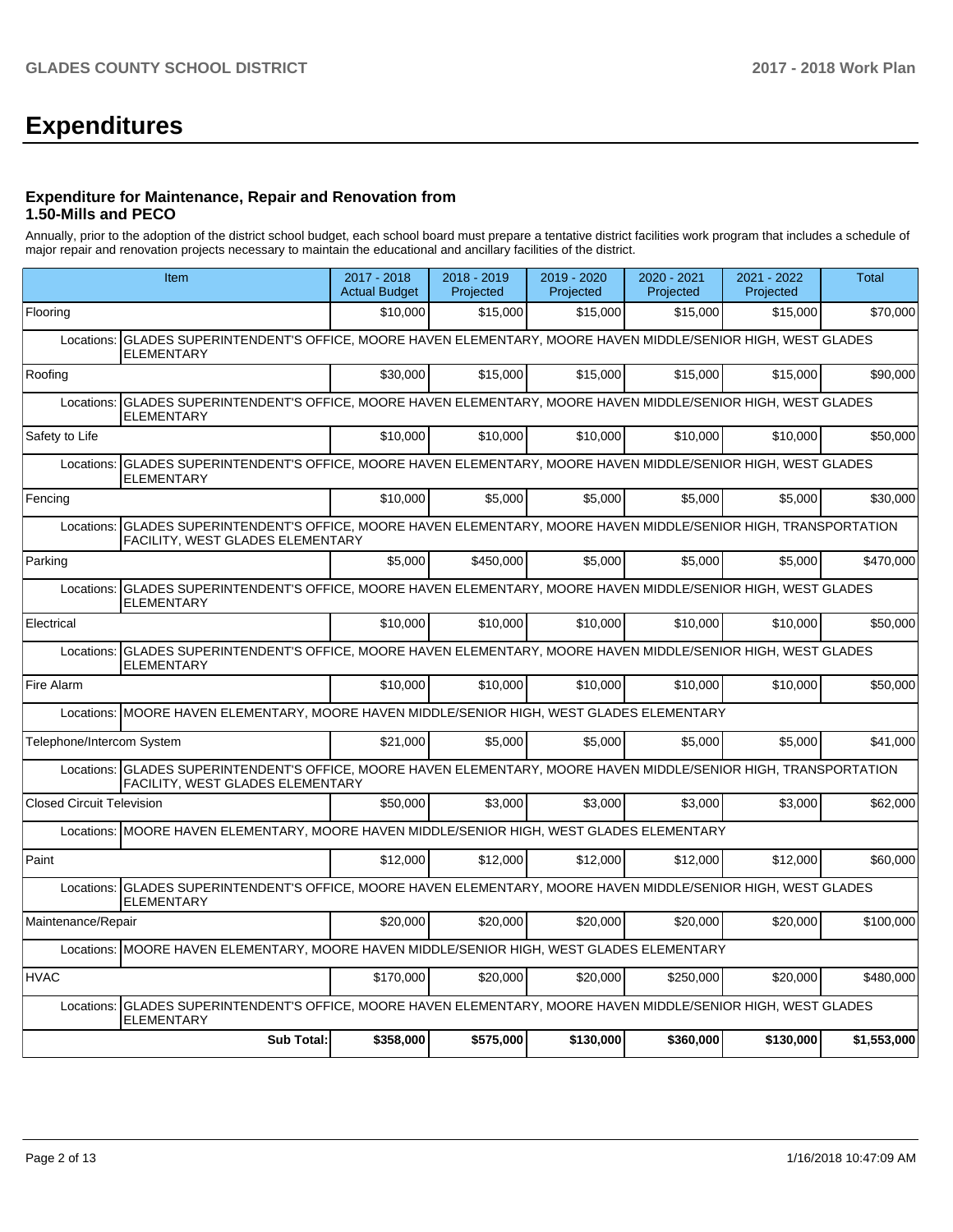# Expenditures

### Expenditure for Maintenance, Repair and Renovation from 1.50-Mills and PECO

Annually, prior to the adoption of the district school budget, each school board must prepare a tentative district facilities work program that includes a schedule of major repair and renovation projects necessary to maintain the educational and ancillary facilities of the district.

| Item | | 2017 - 2018 Actual Budget | 2018 - 2019 Projected | 2019 - 2020 Projected | 2020 - 2021 Projected | 2021 - 2022 Projected | Total |
|---|---|---|---|---|---|---|---|
| Flooring | | $10,000 | $15,000 | $15,000 | $15,000 | $15,000 | $70,000 |
| Locations: | GLADES SUPERINTENDENT'S OFFICE, MOORE HAVEN ELEMENTARY, MOORE HAVEN MIDDLE/SENIOR HIGH, WEST GLADES ELEMENTARY | | | | | | |
| Roofing | | $30,000 | $15,000 | $15,000 | $15,000 | $15,000 | $90,000 |
| Locations: | GLADES SUPERINTENDENT'S OFFICE, MOORE HAVEN ELEMENTARY, MOORE HAVEN MIDDLE/SENIOR HIGH, WEST GLADES ELEMENTARY | | | | | | |
| Safety to Life | | $10,000 | $10,000 | $10,000 | $10,000 | $10,000 | $50,000 |
| Locations: | GLADES SUPERINTENDENT'S OFFICE, MOORE HAVEN ELEMENTARY, MOORE HAVEN MIDDLE/SENIOR HIGH, WEST GLADES ELEMENTARY | | | | | | |
| Fencing | | $10,000 | $5,000 | $5,000 | $5,000 | $5,000 | $30,000 |
| Locations: | GLADES SUPERINTENDENT'S OFFICE, MOORE HAVEN ELEMENTARY, MOORE HAVEN MIDDLE/SENIOR HIGH, TRANSPORTATION FACILITY, WEST GLADES ELEMENTARY | | | | | | |
| Parking | | $5,000 | $450,000 | $5,000 | $5,000 | $5,000 | $470,000 |
| Locations: | GLADES SUPERINTENDENT'S OFFICE, MOORE HAVEN ELEMENTARY, MOORE HAVEN MIDDLE/SENIOR HIGH, WEST GLADES ELEMENTARY | | | | | | |
| Electrical | | $10,000 | $10,000 | $10,000 | $10,000 | $10,000 | $50,000 |
| Locations: | GLADES SUPERINTENDENT'S OFFICE, MOORE HAVEN ELEMENTARY, MOORE HAVEN MIDDLE/SENIOR HIGH, WEST GLADES ELEMENTARY | | | | | | |
| Fire Alarm | | $10,000 | $10,000 | $10,000 | $10,000 | $10,000 | $50,000 |
| Locations: | MOORE HAVEN ELEMENTARY, MOORE HAVEN MIDDLE/SENIOR HIGH, WEST GLADES ELEMENTARY | | | | | | |
| Telephone/Intercom System | | $21,000 | $5,000 | $5,000 | $5,000 | $5,000 | $41,000 |
| Locations: | GLADES SUPERINTENDENT'S OFFICE, MOORE HAVEN ELEMENTARY, MOORE HAVEN MIDDLE/SENIOR HIGH, TRANSPORTATION FACILITY, WEST GLADES ELEMENTARY | | | | | | |
| Closed Circuit Television | | $50,000 | $3,000 | $3,000 | $3,000 | $3,000 | $62,000 |
| Locations: | MOORE HAVEN ELEMENTARY, MOORE HAVEN MIDDLE/SENIOR HIGH, WEST GLADES ELEMENTARY | | | | | | |
| Paint | | $12,000 | $12,000 | $12,000 | $12,000 | $12,000 | $60,000 |
| Locations: | GLADES SUPERINTENDENT'S OFFICE, MOORE HAVEN ELEMENTARY, MOORE HAVEN MIDDLE/SENIOR HIGH, WEST GLADES ELEMENTARY | | | | | | |
| Maintenance/Repair | | $20,000 | $20,000 | $20,000 | $20,000 | $20,000 | $100,000 |
| Locations: | MOORE HAVEN ELEMENTARY, MOORE HAVEN MIDDLE/SENIOR HIGH, WEST GLADES ELEMENTARY | | | | | | |
| HVAC | | $170,000 | $20,000 | $20,000 | $250,000 | $20,000 | $480,000 |
| Locations: | GLADES SUPERINTENDENT'S OFFICE, MOORE HAVEN ELEMENTARY, MOORE HAVEN MIDDLE/SENIOR HIGH, WEST GLADES ELEMENTARY | | | | | | |
| | **Sub Total:** | **$358,000** | **$575,000** | **$130,000** | **$360,000** | **$130,000** | **$1,553,000** |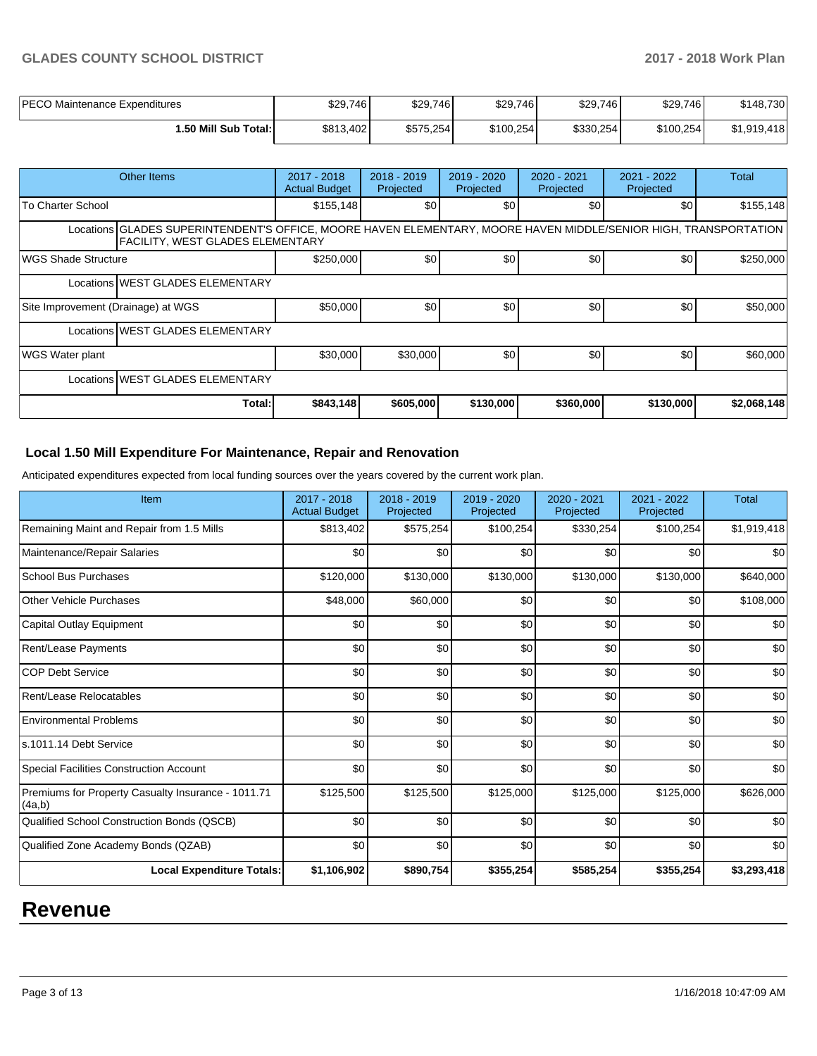| | | | | | | |
|---|---|---|---|---|---|---|
| PECO Maintenance Expenditures | $29,746 | $29,746 | $29,746 | $29,746 | $29,746 | $148,730 |
| 1.50 Mill Sub Total: | $813,402 | $575,254 | $100,254 | $330,254 | $100,254 | $1,919,418 |

| Other Items | 2017 - 2018 Actual Budget | 2018 - 2019 Projected | 2019 - 2020 Projected | 2020 - 2021 Projected | 2021 - 2022 Projected | Total |
|---|---|---|---|---|---|---|
| To Charter School | $155,148 | $0 | $0 | $0 | $0 | $155,148 |
| Locations GLADES SUPERINTENDENT'S OFFICE, MOORE HAVEN ELEMENTARY, MOORE HAVEN MIDDLE/SENIOR HIGH, TRANSPORTATION FACILITY, WEST GLADES ELEMENTARY | | | | | | |
| WGS Shade Structure | $250,000 | $0 | $0 | $0 | $0 | $250,000 |
| Locations WEST GLADES ELEMENTARY | | | | | | |
| Site Improvement (Drainage) at WGS | $50,000 | $0 | $0 | $0 | $0 | $50,000 |
| Locations WEST GLADES ELEMENTARY | | | | | | |
| WGS Water plant | $30,000 | $30,000 | $0 | $0 | $0 | $60,000 |
| Locations WEST GLADES ELEMENTARY | | | | | | |
| Total: | $843,148 | $605,000 | $130,000 | $360,000 | $130,000 | $2,068,148 |

### Local 1.50 Mill Expenditure For Maintenance, Repair and Renovation

Anticipated expenditures expected from local funding sources over the years covered by the current work plan.

| Item | 2017 - 2018 Actual Budget | 2018 - 2019 Projected | 2019 - 2020 Projected | 2020 - 2021 Projected | 2021 - 2022 Projected | Total |
|---|---|---|---|---|---|---|
| Remaining Maint and Repair from 1.5 Mills | $813,402 | $575,254 | $100,254 | $330,254 | $100,254 | $1,919,418 |
| Maintenance/Repair Salaries | $0 | $0 | $0 | $0 | $0 | $0 |
| School Bus Purchases | $120,000 | $130,000 | $130,000 | $130,000 | $130,000 | $640,000 |
| Other Vehicle Purchases | $48,000 | $60,000 | $0 | $0 | $0 | $108,000 |
| Capital Outlay Equipment | $0 | $0 | $0 | $0 | $0 | $0 |
| Rent/Lease Payments | $0 | $0 | $0 | $0 | $0 | $0 |
| COP Debt Service | $0 | $0 | $0 | $0 | $0 | $0 |
| Rent/Lease Relocatables | $0 | $0 | $0 | $0 | $0 | $0 |
| Environmental Problems | $0 | $0 | $0 | $0 | $0 | $0 |
| s.1011.14 Debt Service | $0 | $0 | $0 | $0 | $0 | $0 |
| Special Facilities Construction Account | $0 | $0 | $0 | $0 | $0 | $0 |
| Premiums for Property Casualty Insurance - 1011.71 (4a,b) | $125,500 | $125,500 | $125,000 | $125,000 | $125,000 | $626,000 |
| Qualified School Construction Bonds (QSCB) | $0 | $0 | $0 | $0 | $0 | $0 |
| Qualified Zone Academy Bonds (QZAB) | $0 | $0 | $0 | $0 | $0 | $0 |
| Local Expenditure Totals: | $1,106,902 | $890,754 | $355,254 | $585,254 | $355,254 | $3,293,418 |

# Revenue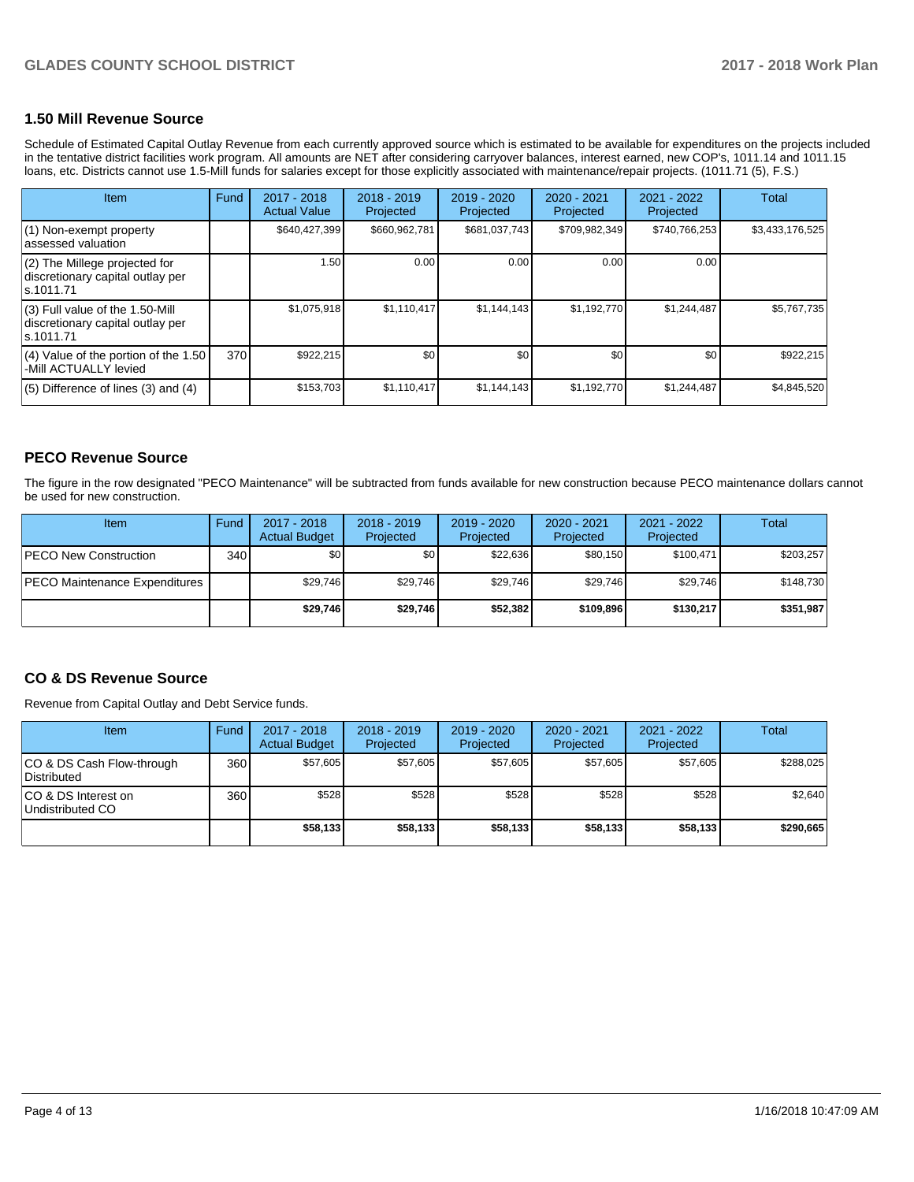## 1.50 Mill Revenue Source

Schedule of Estimated Capital Outlay Revenue from each currently approved source which is estimated to be available for expenditures on the projects included in the tentative district facilities work program. All amounts are NET after considering carryover balances, interest earned, new COP's, 1011.14 and 1011.15 loans, etc. Districts cannot use 1.5-Mill funds for salaries except for those explicitly associated with maintenance/repair projects. (1011.71 (5), F.S.)

| Item | Fund | 2017 - 2018 Actual Value | 2018 - 2019 Projected | 2019 - 2020 Projected | 2020 - 2021 Projected | 2021 - 2022 Projected | Total |
|---|---|---|---|---|---|---|---|
| (1) Non-exempt property assessed valuation | | $640,427,399 | $660,962,781 | $681,037,743 | $709,982,349 | $740,766,253 | $3,433,176,525 |
| (2) The Millege projected for discretionary capital outlay per s.1011.71 | | 1.50 | 0.00 | 0.00 | 0.00 | 0.00 | |
| (3) Full value of the 1.50-Mill discretionary capital outlay per s.1011.71 | | $1,075,918 | $1,110,417 | $1,144,143 | $1,192,770 | $1,244,487 | $5,767,735 |
| (4) Value of the portion of the 1.50 -Mill ACTUALLY levied | 370 | $922,215 | $0 | $0 | $0 | $0 | $922,215 |
| (5) Difference of lines (3) and (4) | | $153,703 | $1,110,417 | $1,144,143 | $1,192,770 | $1,244,487 | $4,845,520 |

## PECO Revenue Source

The figure in the row designated "PECO Maintenance" will be subtracted from funds available for new construction because PECO maintenance dollars cannot be used for new construction.

| Item | Fund | 2017 - 2018 Actual Budget | 2018 - 2019 Projected | 2019 - 2020 Projected | 2020 - 2021 Projected | 2021 - 2022 Projected | Total |
|---|---|---|---|---|---|---|---|
| PECO New Construction | 340 | $0 | $0 | $22,636 | $80,150 | $100,471 | $203,257 |
| PECO Maintenance Expenditures | | $29,746 | $29,746 | $29,746 | $29,746 | $29,746 | $148,730 |
| | | **$29,746** | **$29,746** | **$52,382** | **$109,896** | **$130,217** | **$351,987** |

## CO & DS Revenue Source

Revenue from Capital Outlay and Debt Service funds.

| Item | Fund | 2017 - 2018 Actual Budget | 2018 - 2019 Projected | 2019 - 2020 Projected | 2020 - 2021 Projected | 2021 - 2022 Projected | Total |
|---|---|---|---|---|---|---|---|
| CO & DS Cash Flow-through Distributed | 360 | $57,605 | $57,605 | $57,605 | $57,605 | $57,605 | $288,025 |
| CO & DS Interest on Undistributed CO | 360 | $528 | $528 | $528 | $528 | $528 | $2,640 |
| | | **$58,133** | **$58,133** | **$58,133** | **$58,133** | **$58,133** | **$290,665** |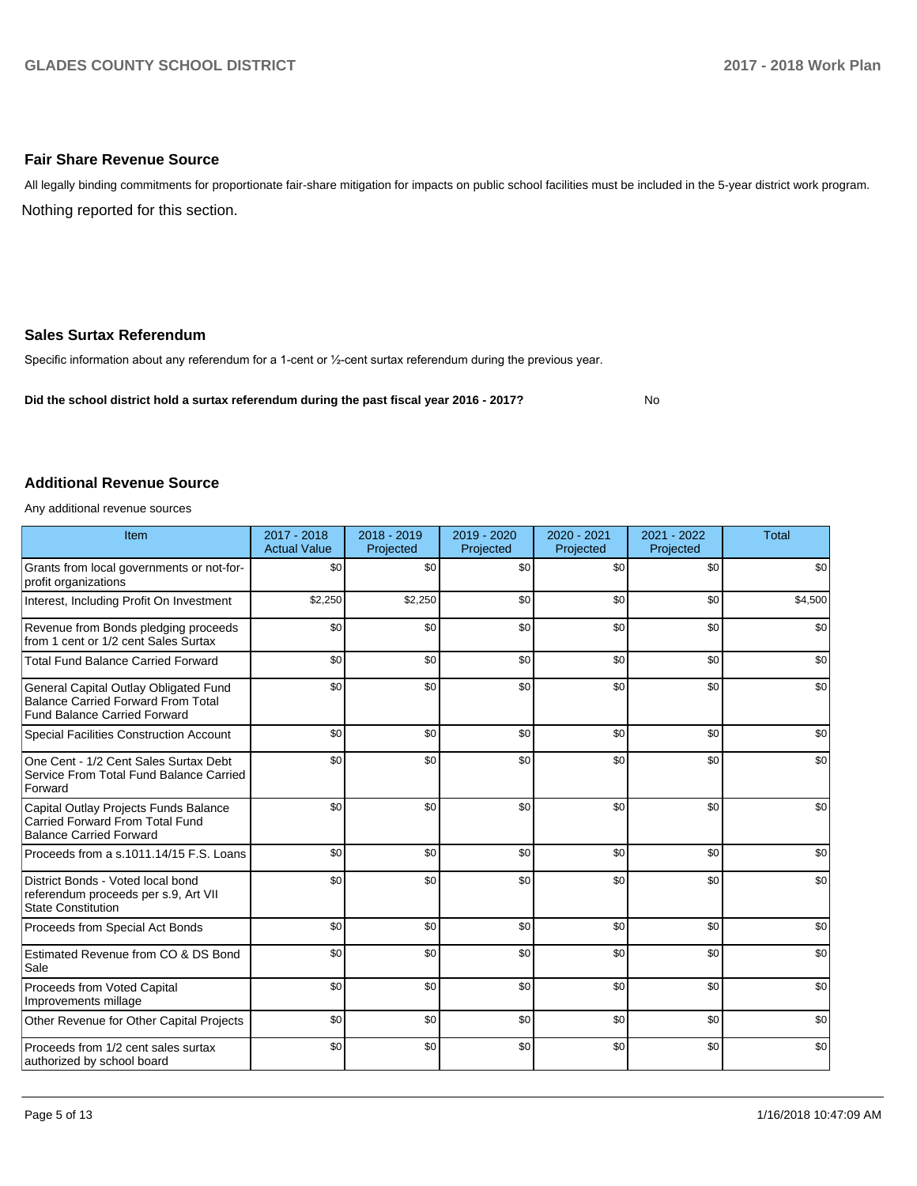## Fair Share Revenue Source

All legally binding commitments for proportionate fair-share mitigation for impacts on public school facilities must be included in the 5-year district work program.

Nothing reported for this section.

## Sales Surtax Referendum

Specific information about any referendum for a 1-cent or ½-cent surtax referendum during the previous year.

**Did the school district hold a surtax referendum during the past fiscal year 2016 - 2017?** No

## Additional Revenue Source

Any additional revenue sources

| Item | 2017 - 2018 Actual Value | 2018 - 2019 Projected | 2019 - 2020 Projected | 2020 - 2021 Projected | 2021 - 2022 Projected | Total |
|---|---|---|---|---|---|---|
| Grants from local governments or not-for-profit organizations | $0 | $0 | $0 | $0 | $0 | $0 |
| Interest, Including Profit On Investment | $2,250 | $2,250 | $0 | $0 | $0 | $4,500 |
| Revenue from Bonds pledging proceeds from 1 cent or 1/2 cent Sales Surtax | $0 | $0 | $0 | $0 | $0 | $0 |
| Total Fund Balance Carried Forward | $0 | $0 | $0 | $0 | $0 | $0 |
| General Capital Outlay Obligated Fund Balance Carried Forward From Total Fund Balance Carried Forward | $0 | $0 | $0 | $0 | $0 | $0 |
| Special Facilities Construction Account | $0 | $0 | $0 | $0 | $0 | $0 |
| One Cent - 1/2 Cent Sales Surtax Debt Service From Total Fund Balance Carried Forward | $0 | $0 | $0 | $0 | $0 | $0 |
| Capital Outlay Projects Funds Balance Carried Forward From Total Fund Balance Carried Forward | $0 | $0 | $0 | $0 | $0 | $0 |
| Proceeds from a s.1011.14/15 F.S. Loans | $0 | $0 | $0 | $0 | $0 | $0 |
| District Bonds - Voted local bond referendum proceeds per s.9, Art VII State Constitution | $0 | $0 | $0 | $0 | $0 | $0 |
| Proceeds from Special Act Bonds | $0 | $0 | $0 | $0 | $0 | $0 |
| Estimated Revenue from CO & DS Bond Sale | $0 | $0 | $0 | $0 | $0 | $0 |
| Proceeds from Voted Capital Improvements millage | $0 | $0 | $0 | $0 | $0 | $0 |
| Other Revenue for Other Capital Projects | $0 | $0 | $0 | $0 | $0 | $0 |
| Proceeds from 1/2 cent sales surtax authorized by school board | $0 | $0 | $0 | $0 | $0 | $0 |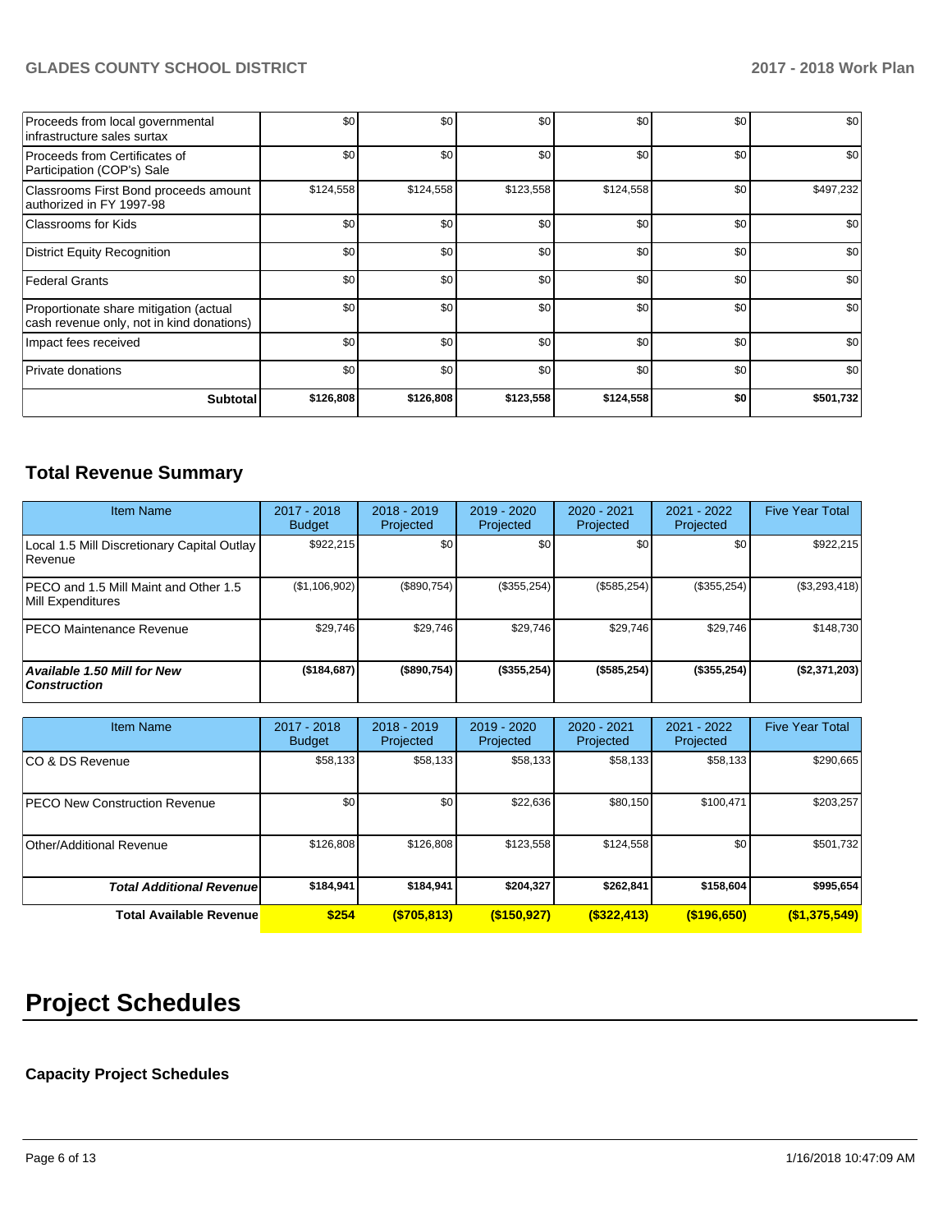| | | | | | | |
|---|---|---|---|---|---|---|
| Proceeds from local governmental infrastructure sales surtax | $0 | $0 | $0 | $0 | $0 | $0 |
| Proceeds from Certificates of Participation (COP's) Sale | $0 | $0 | $0 | $0 | $0 | $0 |
| Classrooms First Bond proceeds amount authorized in FY 1997-98 | $124,558 | $124,558 | $123,558 | $124,558 | $0 | $497,232 |
| Classrooms for Kids | $0 | $0 | $0 | $0 | $0 | $0 |
| District Equity Recognition | $0 | $0 | $0 | $0 | $0 | $0 |
| Federal Grants | $0 | $0 | $0 | $0 | $0 | $0 |
| Proportionate share mitigation (actual cash revenue only, not in kind donations) | $0 | $0 | $0 | $0 | $0 | $0 |
| Impact fees received | $0 | $0 | $0 | $0 | $0 | $0 |
| Private donations | $0 | $0 | $0 | $0 | $0 | $0 |
| **Subtotal** | **$126,808** | **$126,808** | **$123,558** | **$124,558** | **$0** | **$501,732** |

## Total Revenue Summary

| Item Name | 2017 - 2018 Budget | 2018 - 2019 Projected | 2019 - 2020 Projected | 2020 - 2021 Projected | 2021 - 2022 Projected | Five Year Total |
|---|---|---|---|---|---|---|
| Local 1.5 Mill Discretionary Capital Outlay Revenue | $922,215 | $0 | $0 | $0 | $0 | $922,215 |
| PECO and 1.5 Mill Maint and Other 1.5 Mill Expenditures | ($1,106,902) | ($890,754) | ($355,254) | ($585,254) | ($355,254) | ($3,293,418) |
| PECO Maintenance Revenue | $29,746 | $29,746 | $29,746 | $29,746 | $29,746 | $148,730 |
| ***Available 1.50 Mill for New Construction*** | **($184,687)** | **($890,754)** | **($355,254)** | **($585,254)** | **($355,254)** | **($2,371,203)** |

| Item Name | 2017 - 2018 Budget | 2018 - 2019 Projected | 2019 - 2020 Projected | 2020 - 2021 Projected | 2021 - 2022 Projected | Five Year Total |
|---|---|---|---|---|---|---|
| CO & DS Revenue | $58,133 | $58,133 | $58,133 | $58,133 | $58,133 | $290,665 |
| PECO New Construction Revenue | $0 | $0 | $22,636 | $80,150 | $100,471 | $203,257 |
| Other/Additional Revenue | $126,808 | $126,808 | $123,558 | $124,558 | $0 | $501,732 |
| ***Total Additional Revenue*** | **$184,941** | **$184,941** | **$204,327** | **$262,841** | **$158,604** | **$995,654** |
| **Total Available Revenue** | **$254** | **($705,813)** | **($150,927)** | **($322,413)** | **($196,650)** | **($1,375,549)** |

# Project Schedules

### Capacity Project Schedules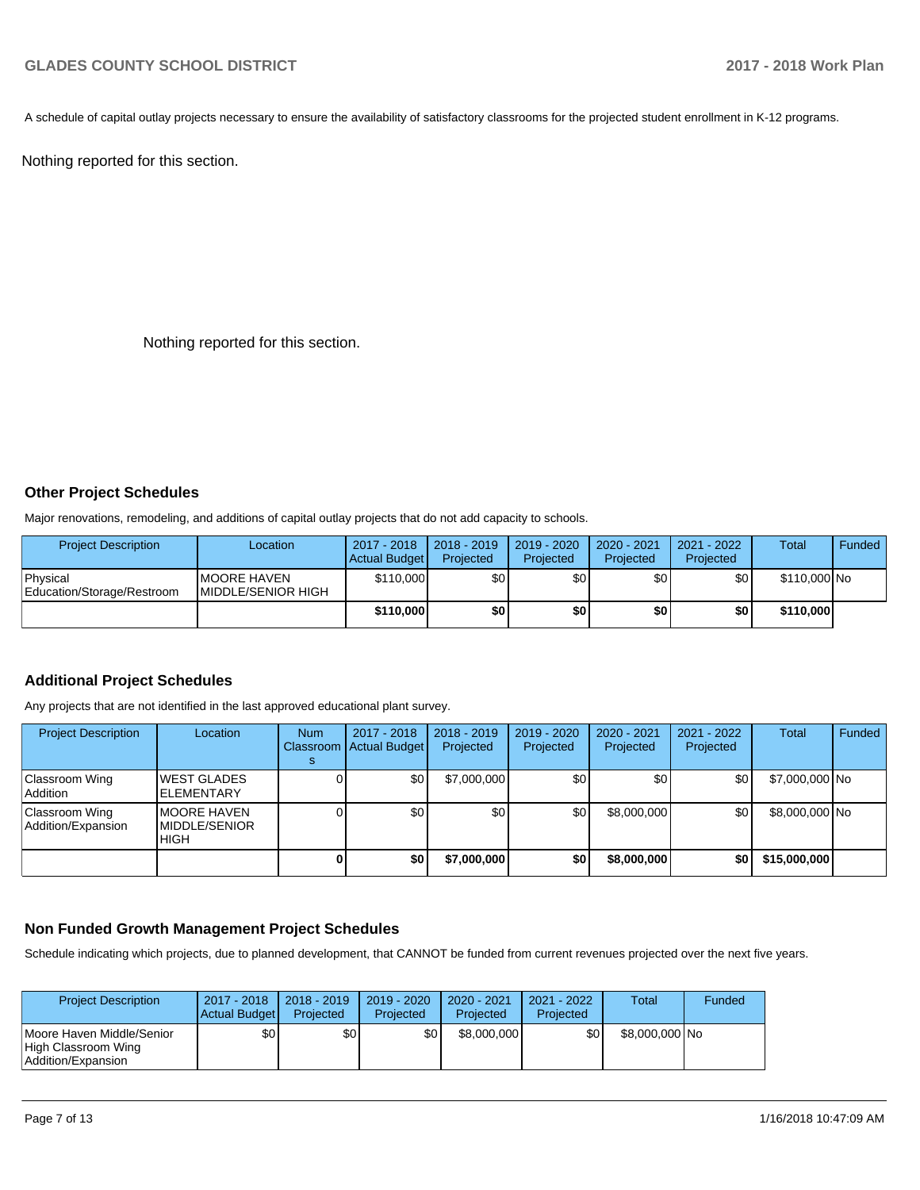A schedule of capital outlay projects necessary to ensure the availability of satisfactory classrooms for the projected student enrollment in K-12 programs.

Nothing reported for this section.

Nothing reported for this section.

## Other Project Schedules

Major renovations, remodeling, and additions of capital outlay projects that do not add capacity to schools.

| Project Description | Location | 2017 - 2018 Actual Budget | 2018 - 2019 Projected | 2019 - 2020 Projected | 2020 - 2021 Projected | 2021 - 2022 Projected | Total | Funded |
|---|---|---|---|---|---|---|---|---|
| Physical Education/Storage/Restroom | MOORE HAVEN MIDDLE/SENIOR HIGH | $110,000 | $0 | $0 | $0 | $0 | $110,000 | No |
| | | **$110,000** | **$0** | **$0** | **$0** | **$0** | **$110,000** | |

## Additional Project Schedules

Any projects that are not identified in the last approved educational plant survey.

| Project Description | Location | Num Classrooms | 2017 - 2018 Actual Budget | 2018 - 2019 Projected | 2019 - 2020 Projected | 2020 - 2021 Projected | 2021 - 2022 Projected | Total | Funded |
|---|---|---|---|---|---|---|---|---|---|
| Classroom Wing Addition | WEST GLADES ELEMENTARY | 0 | $0 | $7,000,000 | $0 | $0 | $0 | $7,000,000 | No |
| Classroom Wing Addition/Expansion | MOORE HAVEN MIDDLE/SENIOR HIGH | 0 | $0 | $0 | $0 | $8,000,000 | $0 | $8,000,000 | No |
| | | **0** | **$0** | **$7,000,000** | **$0** | **$8,000,000** | **$0** | **$15,000,000** | |

## Non Funded Growth Management Project Schedules

Schedule indicating which projects, due to planned development, that CANNOT be funded from current revenues projected over the next five years.

| Project Description | 2017 - 2018 Actual Budget | 2018 - 2019 Projected | 2019 - 2020 Projected | 2020 - 2021 Projected | 2021 - 2022 Projected | Total | Funded |
|---|---|---|---|---|---|---|---|
| Moore Haven Middle/Senior High Classroom Wing Addition/Expansion | $0 | $0 | $0 | $8,000,000 | $0 | $8,000,000 | No |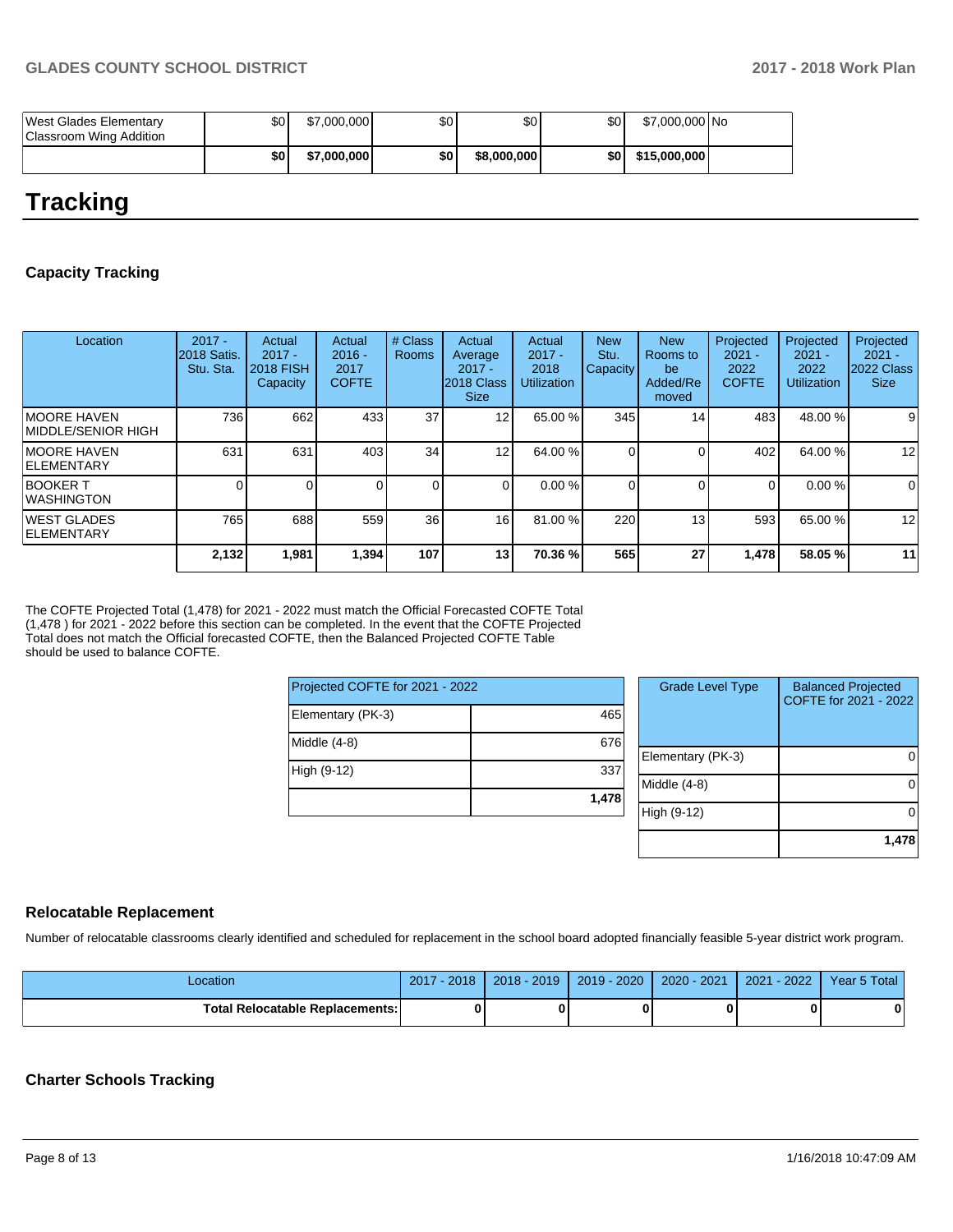| West Glades Elementary Classroom Wing Addition | $0 | $7,000,000 | $0 | $0 | $0 | $7,000,000 | No |
|---|---|---|---|---|---|---|---|
| | **$0** | **$7,000,000** | **$0** | **$8,000,000** | **$0** | **$15,000,000** | |

# Tracking

### Capacity Tracking

| Location | 2017 - 2018 Satis. Stu. Sta. | Actual 2017 - 2018 FISH Capacity | Actual 2016 - 2017 COFTE | # Class Rooms | Actual Average 2017 - 2018 Class Size | Actual 2017 - 2018 Utilization | New Stu. Capacity | New Rooms to be Added/Removed | Projected 2021 - 2022 COFTE | Projected 2021 - 2022 Utilization | Projected 2021 - 2022 Class Size |
|---|---|---|---|---|---|---|---|---|---|---|---|
| MOORE HAVEN MIDDLE/SENIOR HIGH | 736 | 662 | 433 | 37 | 12 | 65.00 % | 345 | 14 | 483 | 48.00 % | 9 |
| MOORE HAVEN ELEMENTARY | 631 | 631 | 403 | 34 | 12 | 64.00 % | 0 | 0 | 402 | 64.00 % | 12 |
| BOOKER T WASHINGTON | 0 | 0 | 0 | 0 | 0 | 0.00 % | 0 | 0 | 0 | 0.00 % | 0 |
| WEST GLADES ELEMENTARY | 765 | 688 | 559 | 36 | 16 | 81.00 % | 220 | 13 | 593 | 65.00 % | 12 |
| | **2,132** | **1,981** | **1,394** | **107** | **13** | **70.36 %** | **565** | **27** | **1,478** | **58.05 %** | **11** |

The COFTE Projected Total (1,478) for 2021 - 2022 must match the Official Forecasted COFTE Total (1,478 ) for 2021 - 2022 before this section can be completed. In the event that the COFTE Projected Total does not match the Official forecasted COFTE, then the Balanced Projected COFTE Table should be used to balance COFTE.

| Projected COFTE for 2021 - 2022 | |
|---|---|
| Elementary (PK-3) | 465 |
| Middle (4-8) | 676 |
| High (9-12) | 337 |
| | **1,478** |

| Grade Level Type | Balanced Projected COFTE for 2021 - 2022 |
|---|---|
| Elementary (PK-3) | 0 |
| Middle (4-8) | 0 |
| High (9-12) | 0 |
| | **1,478** |

### Relocatable Replacement

Number of relocatable classrooms clearly identified and scheduled for replacement in the school board adopted financially feasible 5-year district work program.

| Location | 2017 - 2018 | 2018 - 2019 | 2019 - 2020 | 2020 - 2021 | 2021 - 2022 | Year 5 Total |
|---|---|---|---|---|---|---|
| **Total Relocatable Replacements:** | **0** | **0** | **0** | **0** | **0** | **0** |

### Charter Schools Tracking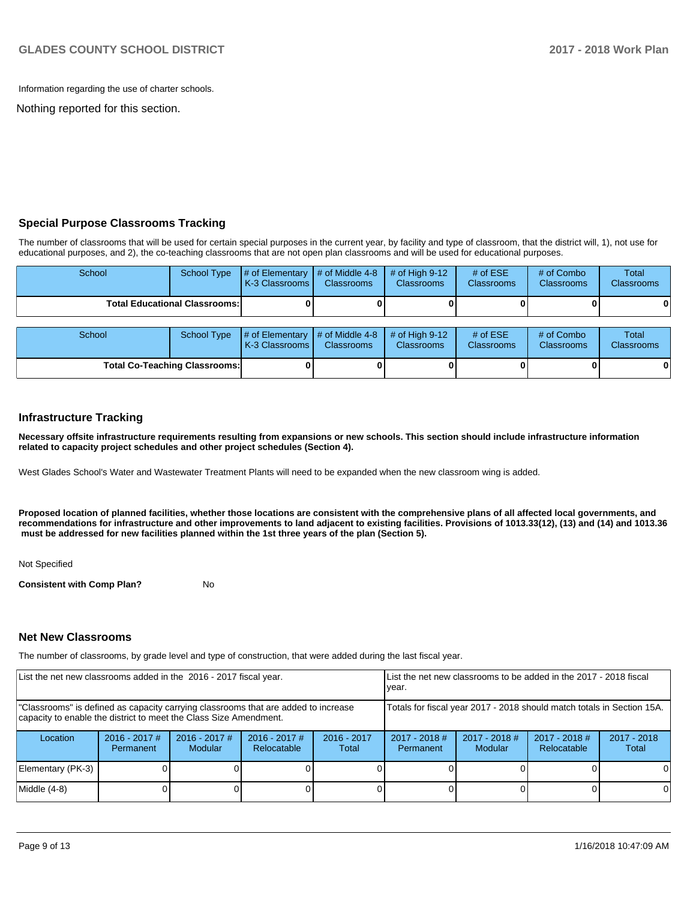Information regarding the use of charter schools.

Nothing reported for this section.

## Special Purpose Classrooms Tracking

The number of classrooms that will be used for certain special purposes in the current year, by facility and type of classroom, that the district will, 1), not use for educational purposes, and 2), the co-teaching classrooms that are not open plan classrooms and will be used for educational purposes.

| School | School Type | # of Elementary K-3 Classrooms | # of Middle 4-8 Classrooms | # of High 9-12 Classrooms | # of ESE Classrooms | # of Combo Classrooms | Total Classrooms |
|---|---|---|---|---|---|---|---|
| **Total Educational Classrooms:** | | **0** | **0** | **0** | **0** | **0** | **0** |

| School | School Type | # of Elementary K-3 Classrooms | # of Middle 4-8 Classrooms | # of High 9-12 Classrooms | # of ESE Classrooms | # of Combo Classrooms | Total Classrooms |
|---|---|---|---|---|---|---|---|
| **Total Co-Teaching Classrooms:** | | **0** | **0** | **0** | **0** | **0** | **0** |

## Infrastructure Tracking

**Necessary offsite infrastructure requirements resulting from expansions or new schools. This section should include infrastructure information related to capacity project schedules and other project schedules (Section 4).**

West Glades School's Water and Wastewater Treatment Plants will need to be expanded when the new classroom wing is added.

**Proposed location of planned facilities, whether those locations are consistent with the comprehensive plans of all affected local governments, and recommendations for infrastructure and other improvements to land adjacent to existing facilities. Provisions of 1013.33(12), (13) and (14) and 1013.36 must be addressed for new facilities planned within the 1st three years of the plan (Section 5).**

Not Specified

**Consistent with Comp Plan?** No

## Net New Classrooms

The number of classrooms, by grade level and type of construction, that were added during the last fiscal year.

| List the net new classrooms added in the 2016 - 2017 fiscal year. | | | | | List the net new classrooms to be added in the 2017 - 2018 fiscal year. | | | |
|---|---|---|---|---|---|---|---|---|
| "Classrooms" is defined as capacity carrying classrooms that are added to increase capacity to enable the district to meet the Class Size Amendment. | | | | | Totals for fiscal year 2017 - 2018 should match totals in Section 15A. | | | |
| Location | 2016 - 2017 # Permanent | 2016 - 2017 # Modular | 2016 - 2017 # Relocatable | 2016 - 2017 Total | 2017 - 2018 # Permanent | 2017 - 2018 # Modular | 2017 - 2018 # Relocatable | 2017 - 2018 Total |
| Elementary (PK-3) | 0 | 0 | 0 | 0 | 0 | 0 | 0 | 0 |
| Middle (4-8) | 0 | 0 | 0 | 0 | 0 | 0 | 0 | 0 |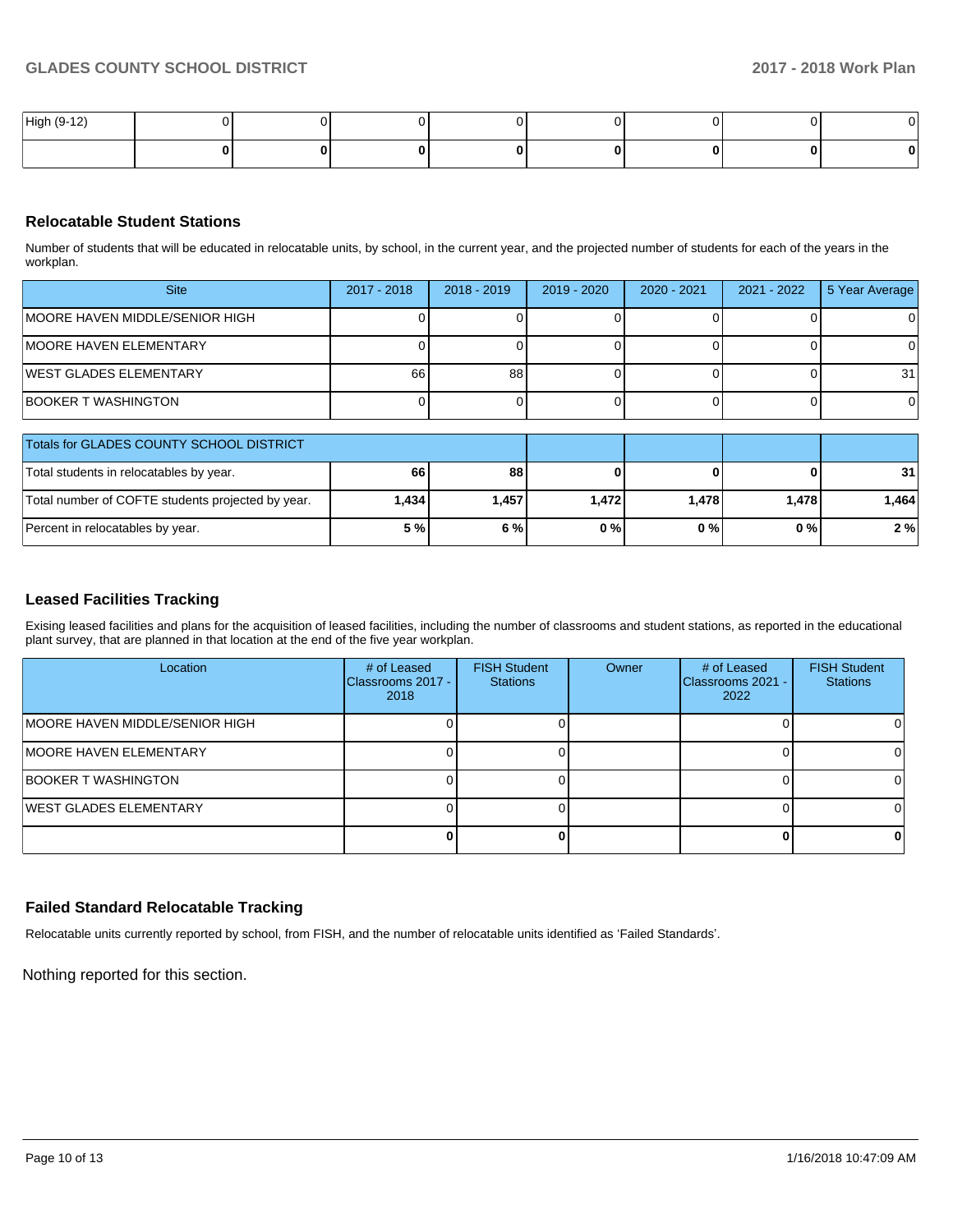| High (9-12) | 0 | 0 | 0 | 0 | 0 | 0 | 0 | 0 |
|---|---|---|---|---|---|---|---|---|
| | **0** | **0** | **0** | **0** | **0** | **0** | **0** | **0** |

## Relocatable Student Stations

Number of students that will be educated in relocatable units, by school, in the current year, and the projected number of students for each of the years in the workplan.

| Site | 2017 - 2018 | 2018 - 2019 | 2019 - 2020 | 2020 - 2021 | 2021 - 2022 | 5 Year Average |
|---|---|---|---|---|---|---|
| MOORE HAVEN MIDDLE/SENIOR HIGH | 0 | 0 | 0 | 0 | 0 | 0 |
| MOORE HAVEN ELEMENTARY | 0 | 0 | 0 | 0 | 0 | 0 |
| WEST GLADES ELEMENTARY | 66 | 88 | 0 | 0 | 0 | 31 |
| BOOKER T WASHINGTON | 0 | 0 | 0 | 0 | 0 | 0 |

| Totals for GLADES COUNTY SCHOOL DISTRICT | | | | | | |
|---|---|---|---|---|---|---|
| Total students in relocatables by year. | **66** | **88** | **0** | **0** | **0** | **31** |
| Total number of COFTE students projected by year. | **1,434** | **1,457** | **1,472** | **1,478** | **1,478** | **1,464** |
| Percent in relocatables by year. | **5 %** | **6 %** | **0 %** | **0 %** | **0 %** | **2 %** |

## Leased Facilities Tracking

Exising leased facilities and plans for the acquisition of leased facilities, including the number of classrooms and student stations, as reported in the educational plant survey, that are planned in that location at the end of the five year workplan.

| Location | # of Leased Classrooms 2017 - 2018 | FISH Student Stations | Owner | # of Leased Classrooms 2021 - 2022 | FISH Student Stations |
|---|---|---|---|---|---|
| MOORE HAVEN MIDDLE/SENIOR HIGH | 0 | 0 | | 0 | 0 |
| MOORE HAVEN ELEMENTARY | 0 | 0 | | 0 | 0 |
| BOOKER T WASHINGTON | 0 | 0 | | 0 | 0 |
| WEST GLADES ELEMENTARY | 0 | 0 | | 0 | 0 |
| | **0** | **0** | | **0** | **0** |

## Failed Standard Relocatable Tracking

Relocatable units currently reported by school, from FISH, and the number of relocatable units identified as 'Failed Standards'.

Nothing reported for this section.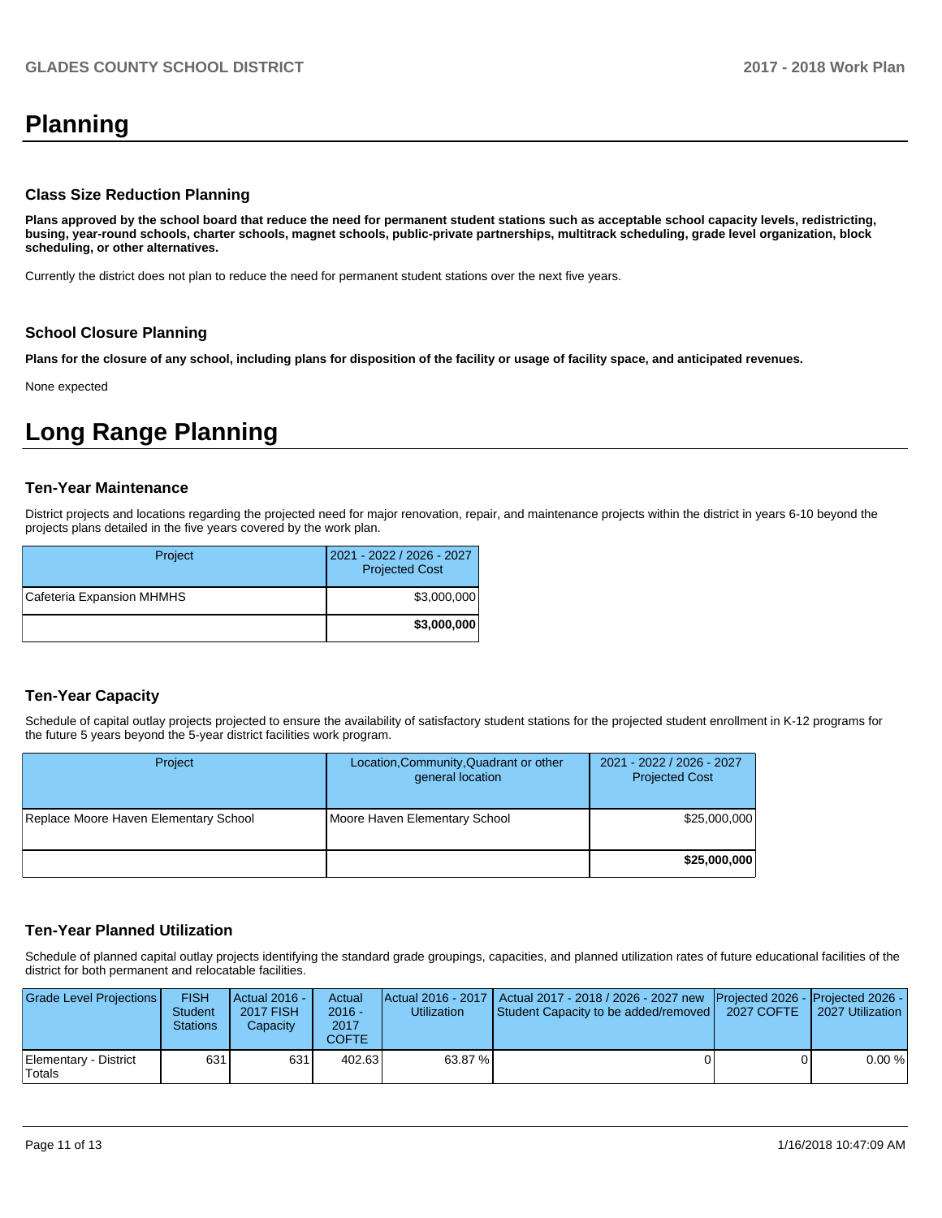# Planning

### Class Size Reduction Planning

**Plans approved by the school board that reduce the need for permanent student stations such as acceptable school capacity levels, redistricting, busing, year-round schools, charter schools, magnet schools, public-private partnerships, multitrack scheduling, grade level organization, block scheduling, or other alternatives.**

Currently the district does not plan to reduce the need for permanent student stations over the next five years.

### School Closure Planning

**Plans for the closure of any school, including plans for disposition of the facility or usage of facility space, and anticipated revenues.**

None expected

# Long Range Planning

### Ten-Year Maintenance

District projects and locations regarding the projected need for major renovation, repair, and maintenance projects within the district in years 6-10 beyond the projects plans detailed in the five years covered by the work plan.

| Project | 2021 - 2022 / 2026 - 2027 Projected Cost |
|---|---|
| Cafeteria Expansion MHMHS | $3,000,000 |
| | **$3,000,000** |

### Ten-Year Capacity

Schedule of capital outlay projects projected to ensure the availability of satisfactory student stations for the projected student enrollment in K-12 programs for the future 5 years beyond the 5-year district facilities work program.

| Project | Location,Community,Quadrant or other general location | 2021 - 2022 / 2026 - 2027 Projected Cost |
|---|---|---|
| Replace Moore Haven Elementary School | Moore Haven Elementary School | $25,000,000 |
| | | **$25,000,000** |

### Ten-Year Planned Utilization

Schedule of planned capital outlay projects identifying the standard grade groupings, capacities, and planned utilization rates of future educational facilities of the district for both permanent and relocatable facilities.

| Grade Level Projections | FISH Student Stations | Actual 2016 - 2017 FISH Capacity | Actual 2016 - 2017 COFTE | Actual 2016 - 2017 Utilization | Actual 2017 - 2018 / 2026 - 2027 new Student Capacity to be added/removed | Projected 2026 - 2027 COFTE | Projected 2026 - 2027 Utilization |
|---|---|---|---|---|---|---|---|
| Elementary - District Totals | 631 | 631 | 402.63 | 63.87 % | 0 | 0 | 0.00 % |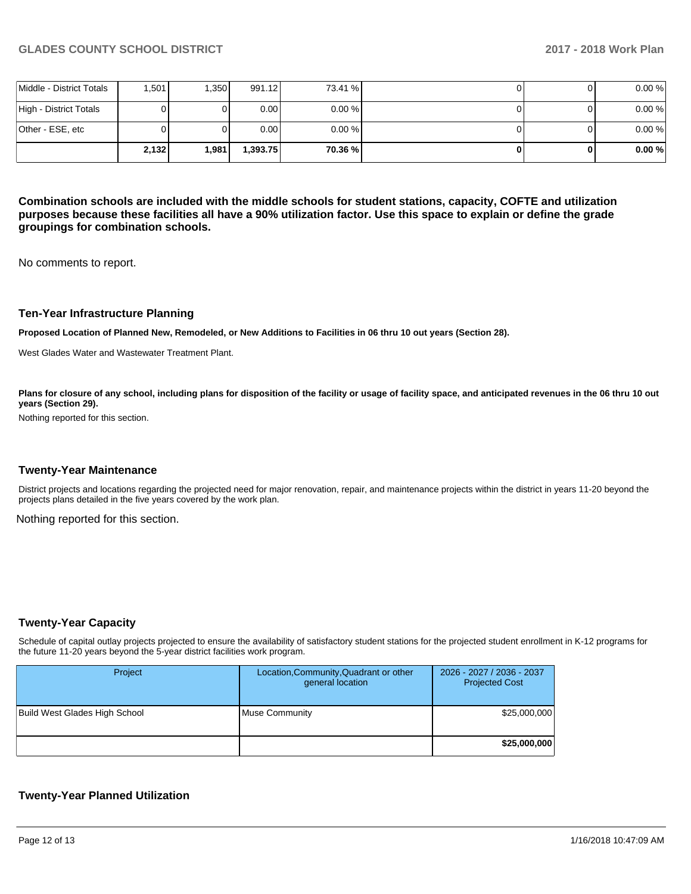| | | | | | | | |
|---|---|---|---|---|---|---|---|
| Middle - District Totals | 1,501 | 1,350 | 991.12 | 73.41 % | 0 | 0 | 0.00 % |
| High - District Totals | 0 | 0 | 0.00 | 0.00 % | 0 | 0 | 0.00 % |
| Other - ESE, etc | 0 | 0 | 0.00 | 0.00 % | 0 | 0 | 0.00 % |
| | **2,132** | **1,981** | **1,393.75** | **70.36 %** | **0** | **0** | **0.00 %** |

**Combination schools are included with the middle schools for student stations, capacity, COFTE and utilization purposes because these facilities all have a 90% utilization factor. Use this space to explain or define the grade groupings for combination schools.**

No comments to report.

### Ten-Year Infrastructure Planning

**Proposed Location of Planned New, Remodeled, or New Additions to Facilities in 06 thru 10 out years (Section 28).**

West Glades Water and Wastewater Treatment Plant.

**Plans for closure of any school, including plans for disposition of the facility or usage of facility space, and anticipated revenues in the 06 thru 10 out years (Section 29).**

Nothing reported for this section.

### Twenty-Year Maintenance

District projects and locations regarding the projected need for major renovation, repair, and maintenance projects within the district in years 11-20 beyond the projects plans detailed in the five years covered by the work program.

Nothing reported for this section.

### Twenty-Year Capacity

Schedule of capital outlay projects projected to ensure the availability of satisfactory student stations for the projected student enrollment in K-12 programs for the future 11-20 years beyond the 5-year district facilities work program.

| Project | Location,Community,Quadrant or other general location | 2026 - 2027 / 2036 - 2037 Projected Cost |
|---|---|---|
| Build West Glades High School | Muse Community | $25,000,000 |
| | | **$25,000,000** |

### Twenty-Year Planned Utilization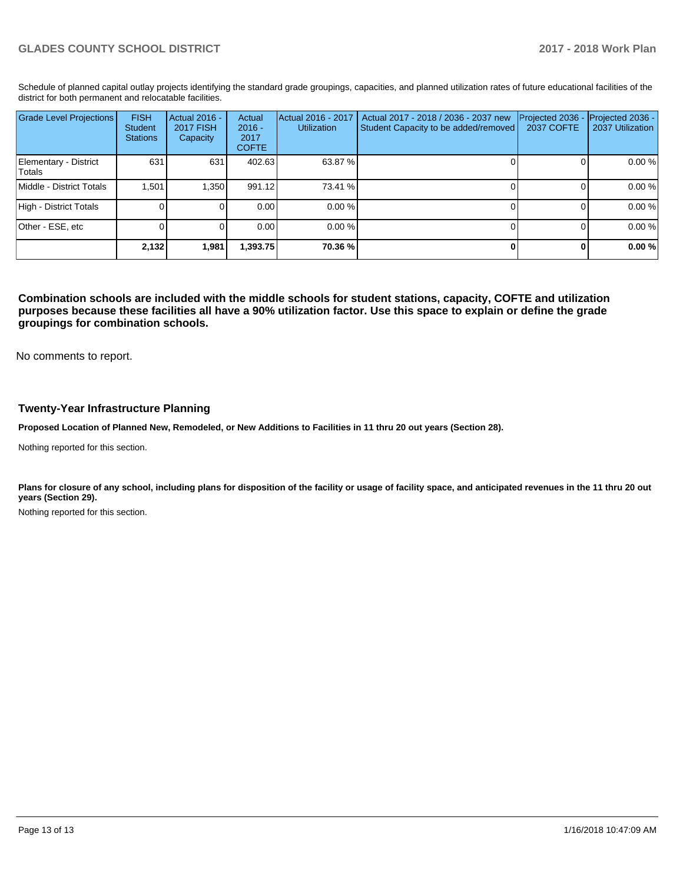Schedule of planned capital outlay projects identifying the standard grade groupings, capacities, and planned utilization rates of future educational facilities of the district for both permanent and relocatable facilities.

| Grade Level Projections | FISH Student Stations | Actual 2016 - 2017 FISH Capacity | Actual 2016 - 2017 COFTE | Actual 2016 - 2017 Utilization | Actual 2017 - 2018 / 2036 - 2037 new Student Capacity to be added/removed | Projected 2036 - 2037 COFTE | Projected 2036 - 2037 Utilization |
|---|---|---|---|---|---|---|---|
| Elementary - District Totals | 631 | 631 | 402.63 | 63.87 % | 0 | 0 | 0.00 % |
| Middle - District Totals | 1,501 | 1,350 | 991.12 | 73.41 % | 0 | 0 | 0.00 % |
| High - District Totals | 0 | 0 | 0.00 | 0.00 % | 0 | 0 | 0.00 % |
| Other - ESE, etc | 0 | 0 | 0.00 | 0.00 % | 0 | 0 | 0.00 % |
| | **2,132** | **1,981** | **1,393.75** | **70.36 %** | **0** | **0** | **0.00 %** |

**Combination schools are included with the middle schools for student stations, capacity, COFTE and utilization purposes because these facilities all have a 90% utilization factor. Use this space to explain or define the grade groupings for combination schools.**

No comments to report.

## Twenty-Year Infrastructure Planning

**Proposed Location of Planned New, Remodeled, or New Additions to Facilities in 11 thru 20 out years (Section 28).**

Nothing reported for this section.

**Plans for closure of any school, including plans for disposition of the facility or usage of facility space, and anticipated revenues in the 11 thru 20 out years (Section 29).**

Nothing reported for this section.